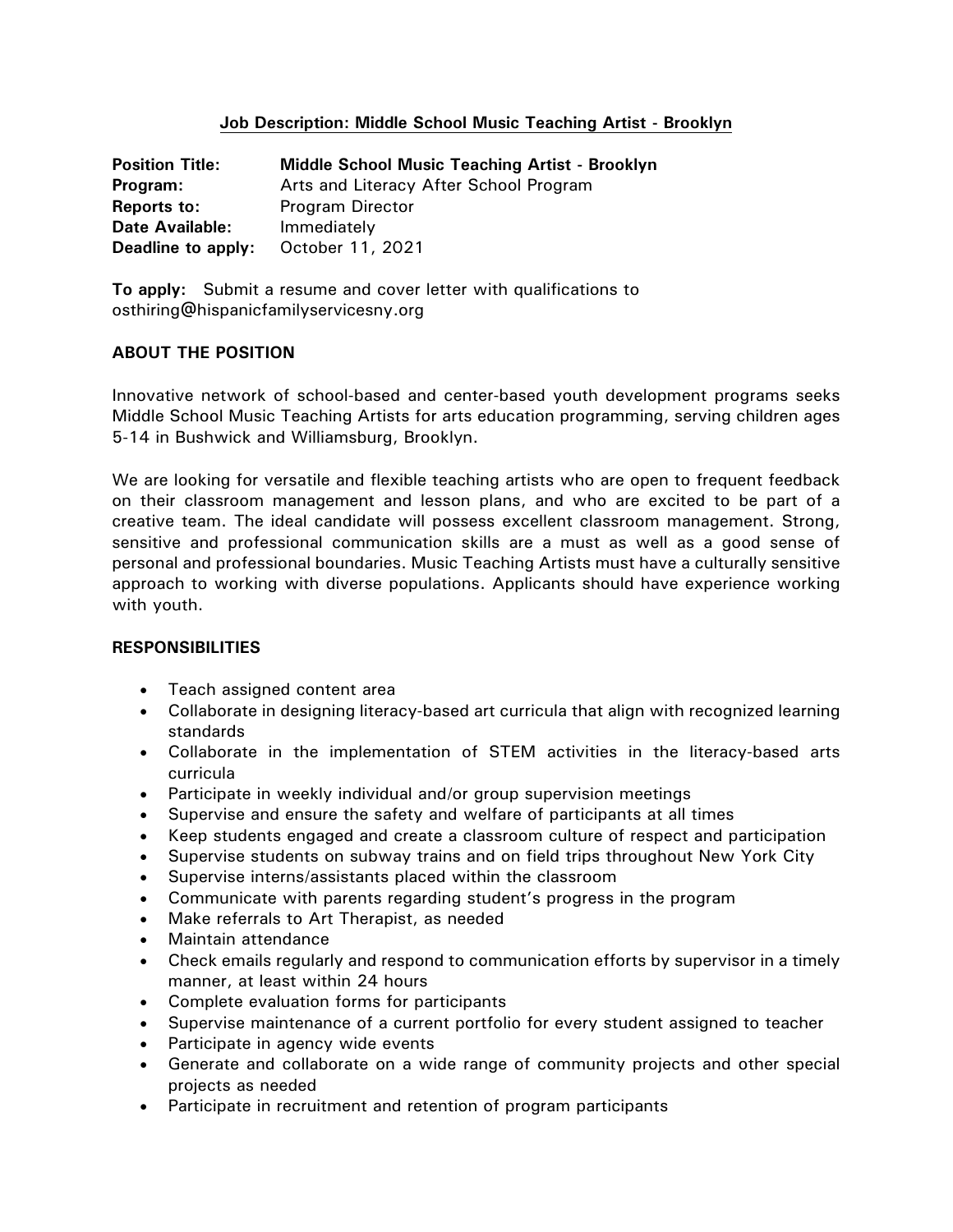## Job Description: Middle School Music Teaching Artist - Brooklyn

**Position Title:** **Middle School Music Teaching Artist - Brooklyn**
**Program:** Arts and Literacy After School Program
**Reports to:** Program Director
**Date Available:** Immediately
**Deadline to apply:** October 11, 2021

**To apply:** Submit a resume and cover letter with qualifications to osthiring@hispanicfamilyservicesny.org

### ABOUT THE POSITION

Innovative network of school-based and center-based youth development programs seeks Middle School Music Teaching Artists for arts education programming, serving children ages 5-14 in Bushwick and Williamsburg, Brooklyn.

We are looking for versatile and flexible teaching artists who are open to frequent feedback on their classroom management and lesson plans, and who are excited to be part of a creative team. The ideal candidate will possess excellent classroom management. Strong, sensitive and professional communication skills are a must as well as a good sense of personal and professional boundaries. Music Teaching Artists must have a culturally sensitive approach to working with diverse populations. Applicants should have experience working with youth.

### RESPONSIBILITIES

- Teach assigned content area
- Collaborate in designing literacy-based art curricula that align with recognized learning standards
- Collaborate in the implementation of STEM activities in the literacy-based arts curricula
- Participate in weekly individual and/or group supervision meetings
- Supervise and ensure the safety and welfare of participants at all times
- Keep students engaged and create a classroom culture of respect and participation
- Supervise students on subway trains and on field trips throughout New York City
- Supervise interns/assistants placed within the classroom
- Communicate with parents regarding student's progress in the program
- Make referrals to Art Therapist, as needed
- Maintain attendance
- Check emails regularly and respond to communication efforts by supervisor in a timely manner, at least within 24 hours
- Complete evaluation forms for participants
- Supervise maintenance of a current portfolio for every student assigned to teacher
- Participate in agency wide events
- Generate and collaborate on a wide range of community projects and other special projects as needed
- Participate in recruitment and retention of program participants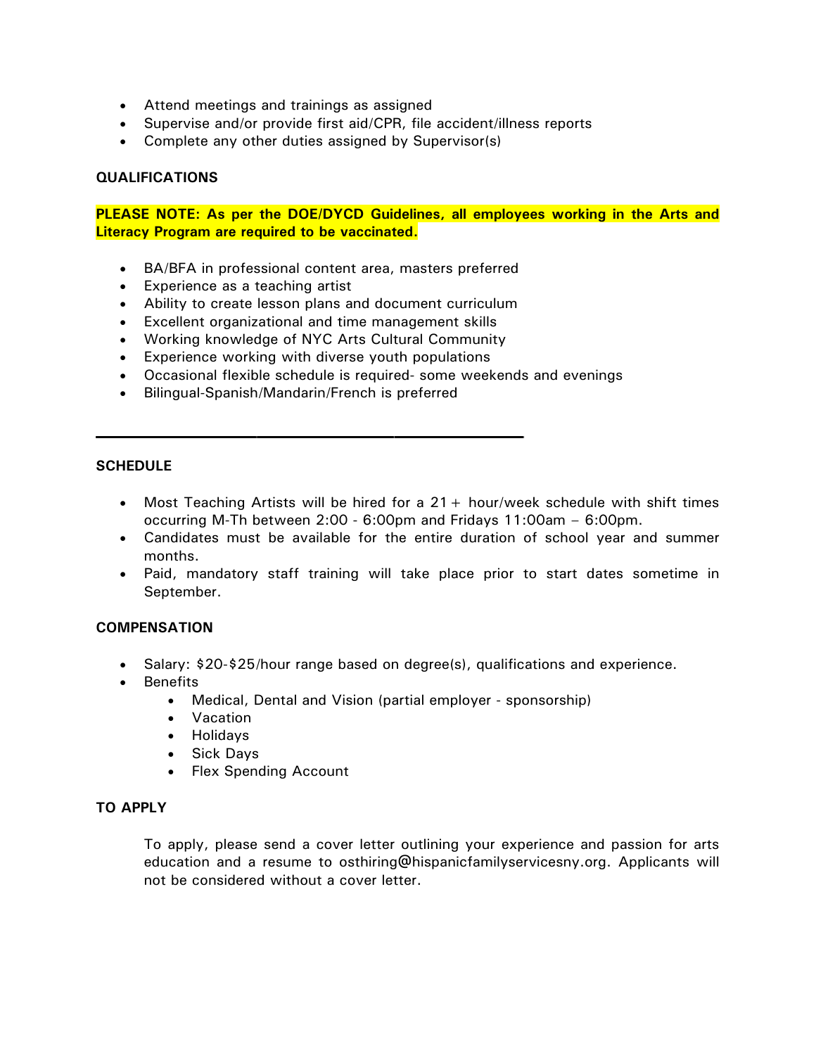- Attend meetings and trainings as assigned
- Supervise and/or provide first aid/CPR, file accident/illness reports
- Complete any other duties assigned by Supervisor(s)

**QUALIFICATIONS**

**PLEASE NOTE: As per the DOE/DYCD Guidelines, all employees working in the Arts and Literacy Program are required to be vaccinated.**

- BA/BFA in professional content area, masters preferred
- Experience as a teaching artist
- Ability to create lesson plans and document curriculum
- Excellent organizational and time management skills
- Working knowledge of NYC Arts Cultural Community
- Experience working with diverse youth populations
- Occasional flexible schedule is required- some weekends and evenings
- Bilingual-Spanish/Mandarin/French is preferred

---

**SCHEDULE**

- Most Teaching Artists will be hired for a 21+ hour/week schedule with shift times occurring M-Th between 2:00 - 6:00pm and Fridays 11:00am – 6:00pm.
- Candidates must be available for the entire duration of school year and summer months.
- Paid, mandatory staff training will take place prior to start dates sometime in September.

**COMPENSATION**

- Salary: $20-$25/hour range based on degree(s), qualifications and experience.
- Benefits
  - Medical, Dental and Vision (partial employer - sponsorship)
  - Vacation
  - Holidays
  - Sick Days
  - Flex Spending Account

**TO APPLY**

To apply, please send a cover letter outlining your experience and passion for arts education and a resume to osthiring@hispanicfamilyservicesny.org. Applicants will not be considered without a cover letter.